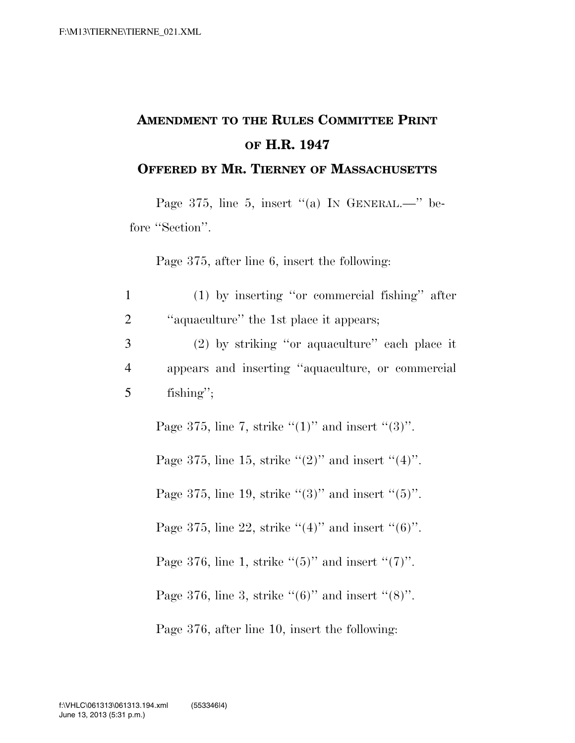**AMENDMENT TO THE RULES COMMITTEE PRINT OF H.R. 1947**

**OFFERED BY MR. TIERNEY OF MASSACHUSETTS**

Page 375, line 5, insert "(a) IN GENERAL.—" before "Section".

Page 375, after line 6, insert the following:

1 (1) by inserting "or commercial fishing" after
2 "aquaculture" the 1st place it appears;
3 (2) by striking "or aquaculture" each place it
4 appears and inserting "aquaculture, or commercial
5 fishing";

Page 375, line 7, strike "(1)" and insert "(3)".

Page 375, line 15, strike "(2)" and insert "(4)".

Page 375, line 19, strike "(3)" and insert "(5)".

Page 375, line 22, strike "(4)" and insert "(6)".

Page 376, line 1, strike "(5)" and insert "(7)".

Page 376, line 3, strike "(6)" and insert "(8)".

Page 376, after line 10, insert the following: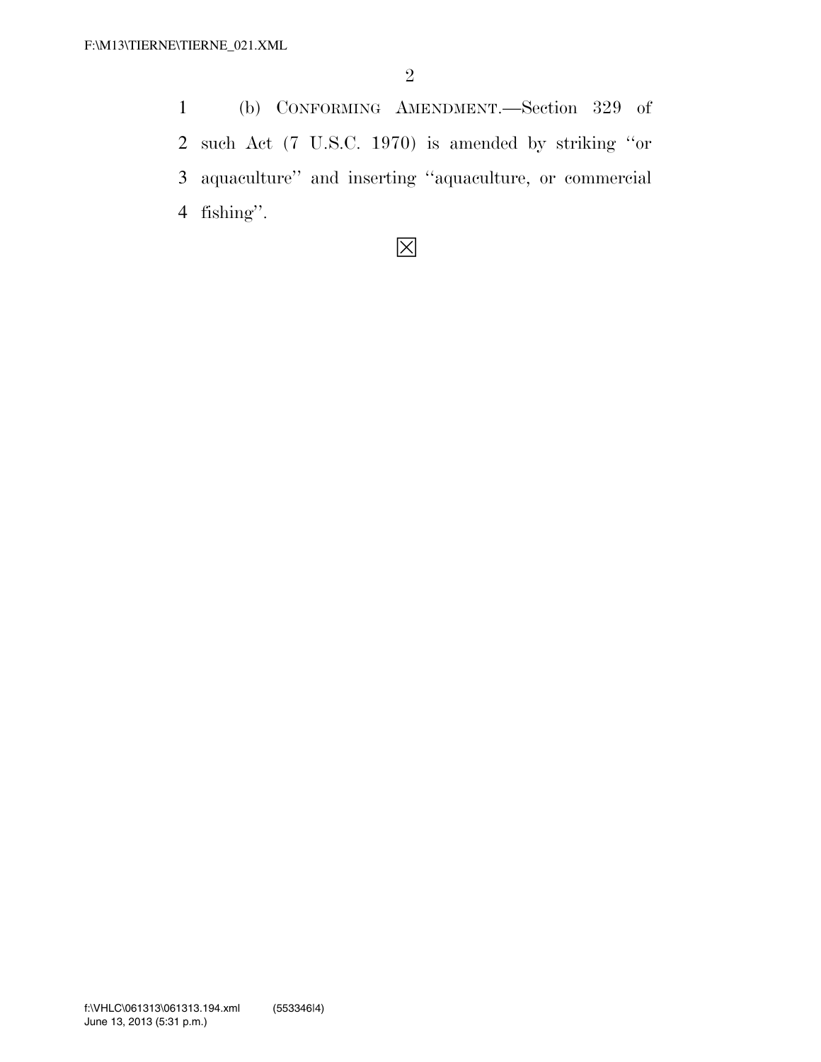(b) CONFORMING AMENDMENT.—Section 329 of such Act (7 U.S.C. 1970) is amended by striking ''or aquaculture'' and inserting ''aquaculture, or commercial fishing''.